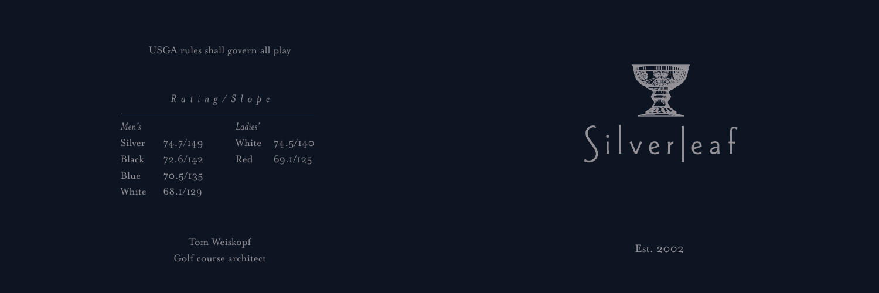USGA rules shall govern all play

*Rating / Slope*

| *Men's* | | *Ladies'* | |
| --- | --- | --- | --- |
| Silver | 74.7/149 | White | 74.5/140 |
| Black | 72.6/142 | Red | 69.1/125 |
| Blue | 70.5/135 | | |
| White | 68.1/129 | | |

Tom Weiskopf
Golf course architect

# Silverleaf

Est. 2002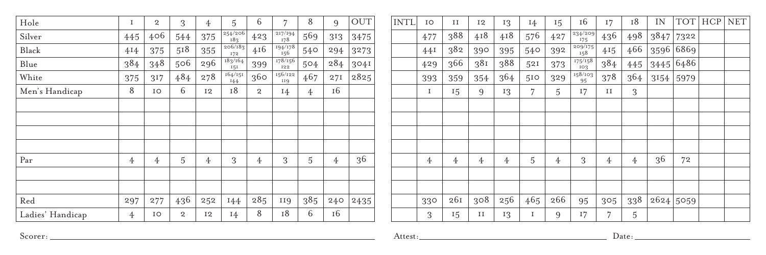| Hole | 1 | 2 | 3 | 4 | 5 | 6 | 7 | 8 | 9 | OUT |
|---|---|---|---|---|---|---|---|---|---|---|
| Silver | 445 | 406 | 544 | 375 | 254/206 183 | 423 | 217/194 178 | 569 | 313 | 3475 |
| Black | 414 | 375 | 518 | 355 | 206/183 172 | 416 | 194/178 156 | 540 | 294 | 3273 |
| Blue | 384 | 348 | 506 | 296 | 183/164 151 | 399 | 178/156 122 | 504 | 284 | 3041 |
| White | 375 | 317 | 484 | 278 | 164/151 144 | 360 | 156/122 119 | 467 | 271 | 2825 |
| Men's Handicap | 8 | 10 | 6 | 12 | 18 | 2 | 14 | 4 | 16 | |
| | | | | | | | | | | |
| | | | | | | | | | | |
| | | | | | | | | | | |
| | | | | | | | | | | |
| Par | 4 | 4 | 5 | 4 | 3 | 4 | 3 | 5 | 4 | 36 |
| | | | | | | | | | | |
| | | | | | | | | | | |
| Red | 297 | 277 | 436 | 252 | 144 | 285 | 119 | 385 | 240 | 2435 |
| Ladies' Handicap | 4 | 10 | 2 | 12 | 14 | 8 | 18 | 6 | 16 | |

Scorer:

| INTL | 10 | 11 | 12 | 13 | 14 | 15 | 16 | 17 | 18 | IN | TOT | HCP | NET |
|---|---|---|---|---|---|---|---|---|---|---|---|---|---|
| | 477 | 388 | 418 | 418 | 576 | 427 | 234/209 175 | 436 | 498 | 3847 | 7322 | | |
| | 441 | 382 | 390 | 395 | 540 | 392 | 209/175 158 | 415 | 466 | 3596 | 6869 | | |
| | 429 | 366 | 381 | 388 | 521 | 373 | 175/158 103 | 384 | 445 | 3445 | 6486 | | |
| | 393 | 359 | 354 | 364 | 510 | 329 | 158/103 95 | 378 | 364 | 3154 | 5979 | | |
| | 1 | 15 | 9 | 13 | 7 | 5 | 17 | 11 | 3 | | | | |
| | | | | | | | | | | | | | |
| | | | | | | | | | | | | | |
| | | | | | | | | | | | | | |
| | | | | | | | | | | | | | |
| | 4 | 4 | 4 | 4 | 5 | 4 | 3 | 4 | 4 | 36 | 72 | | |
| | | | | | | | | | | | | | |
| | | | | | | | | | | | | | |
| | 330 | 261 | 308 | 256 | 465 | 266 | 95 | 305 | 338 | 2624 | 5059 | | |
| | 3 | 15 | 11 | 13 | 1 | 9 | 17 | 7 | 5 | | | | |

Attest: Date: